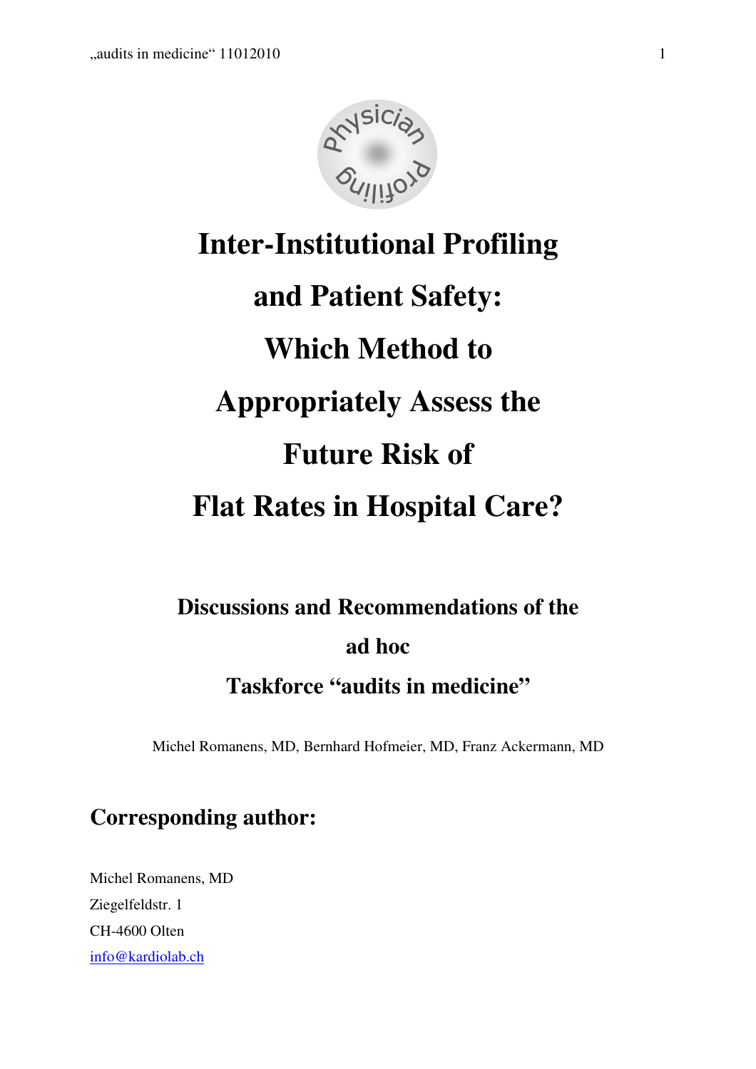# Inter-Institutional Profiling and Patient Safety: Which Method to Appropriately Assess the Future Risk of Flat Rates in Hospital Care?

## Discussions and Recommendations of the ad hoc Taskforce "audits in medicine"

Michel Romanens, MD, Bernhard Hofmeier, MD, Franz Ackermann, MD

## Corresponding author:

Michel Romanens, MD
Ziegelfeldstr. 1
CH-4600 Olten
info@kardiolab.ch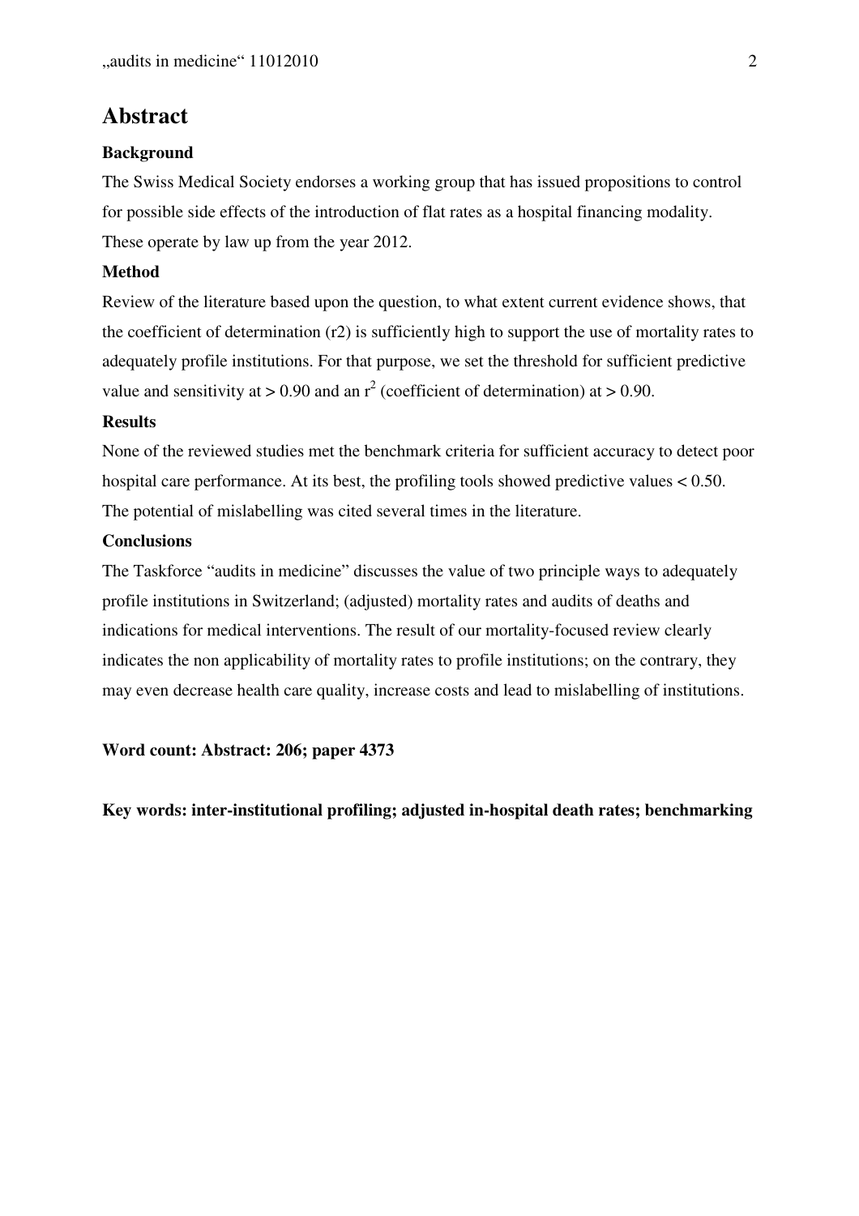# Abstract

### Background

The Swiss Medical Society endorses a working group that has issued propositions to control for possible side effects of the introduction of flat rates as a hospital financing modality. These operate by law up from the year 2012.

### Method

Review of the literature based upon the question, to what extent current evidence shows, that the coefficient of determination (r2) is sufficiently high to support the use of mortality rates to adequately profile institutions. For that purpose, we set the threshold for sufficient predictive value and sensitivity at > 0.90 and an $r^2$ (coefficient of determination) at > 0.90.

### Results

None of the reviewed studies met the benchmark criteria for sufficient accuracy to detect poor hospital care performance. At its best, the profiling tools showed predictive values < 0.50. The potential of mislabelling was cited several times in the literature.

### Conclusions

The Taskforce “audits in medicine” discusses the value of two principle ways to adequately profile institutions in Switzerland; (adjusted) mortality rates and audits of deaths and indications for medical interventions. The result of our mortality-focused review clearly indicates the non applicability of mortality rates to profile institutions; on the contrary, they may even decrease health care quality, increase costs and lead to mislabelling of institutions.

**Word count: Abstract: 206; paper 4373**

**Key words: inter-institutional profiling; adjusted in-hospital death rates; benchmarking**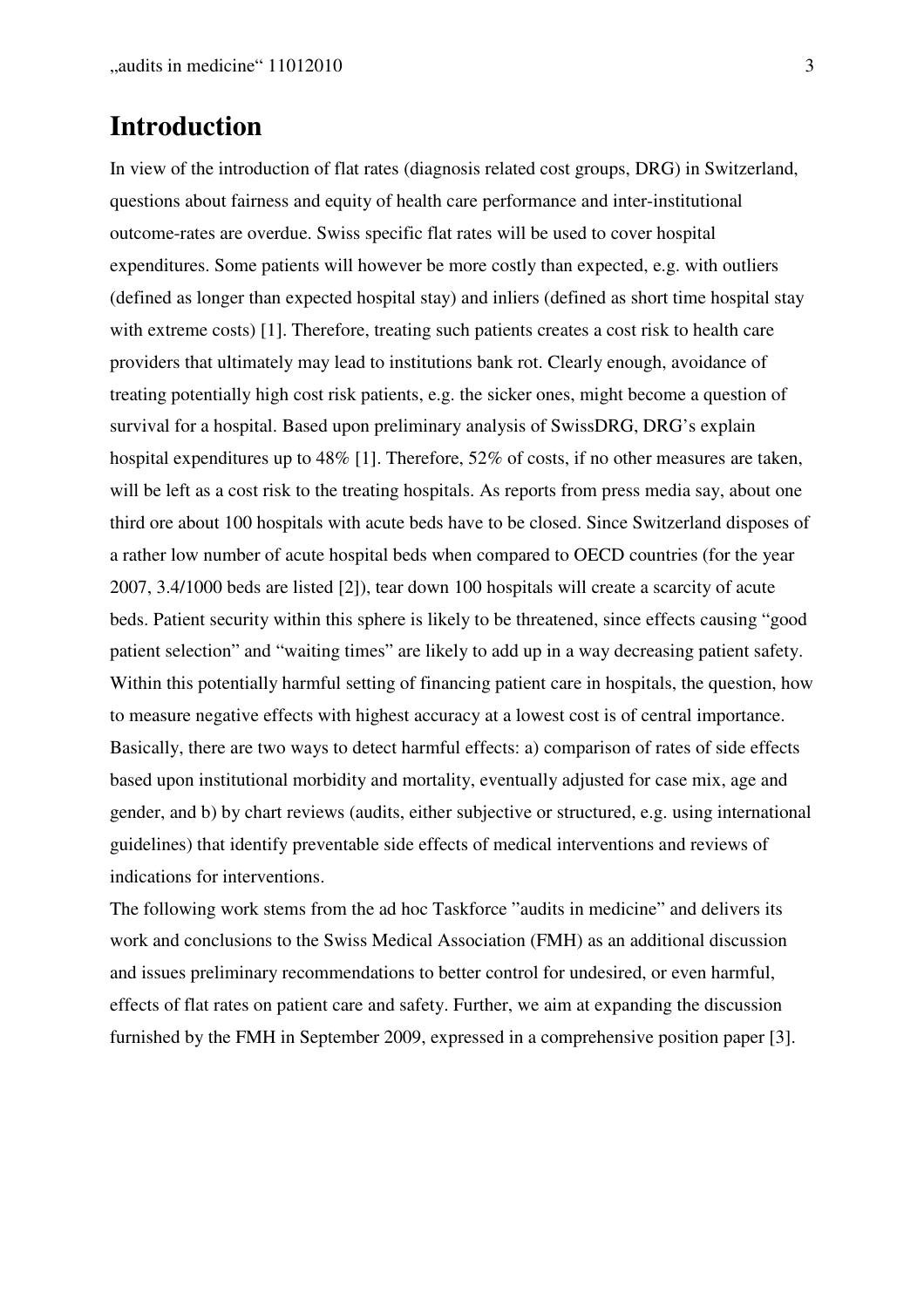# Introduction

In view of the introduction of flat rates (diagnosis related cost groups, DRG) in Switzerland, questions about fairness and equity of health care performance and inter-institutional outcome-rates are overdue. Swiss specific flat rates will be used to cover hospital expenditures. Some patients will however be more costly than expected, e.g. with outliers (defined as longer than expected hospital stay) and inliers (defined as short time hospital stay with extreme costs) [1]. Therefore, treating such patients creates a cost risk to health care providers that ultimately may lead to institutions bank rot. Clearly enough, avoidance of treating potentially high cost risk patients, e.g. the sicker ones, might become a question of survival for a hospital. Based upon preliminary analysis of SwissDRG, DRG's explain hospital expenditures up to 48% [1]. Therefore, 52% of costs, if no other measures are taken, will be left as a cost risk to the treating hospitals. As reports from press media say, about one third ore about 100 hospitals with acute beds have to be closed. Since Switzerland disposes of a rather low number of acute hospital beds when compared to OECD countries (for the year 2007, 3.4/1000 beds are listed [2]), tear down 100 hospitals will create a scarcity of acute beds. Patient security within this sphere is likely to be threatened, since effects causing "good patient selection" and "waiting times" are likely to add up in a way decreasing patient safety. Within this potentially harmful setting of financing patient care in hospitals, the question, how to measure negative effects with highest accuracy at a lowest cost is of central importance. Basically, there are two ways to detect harmful effects: a) comparison of rates of side effects based upon institutional morbidity and mortality, eventually adjusted for case mix, age and gender, and b) by chart reviews (audits, either subjective or structured, e.g. using international guidelines) that identify preventable side effects of medical interventions and reviews of indications for interventions.

The following work stems from the ad hoc Taskforce "audits in medicine" and delivers its work and conclusions to the Swiss Medical Association (FMH) as an additional discussion and issues preliminary recommendations to better control for undesired, or even harmful, effects of flat rates on patient care and safety. Further, we aim at expanding the discussion furnished by the FMH in September 2009, expressed in a comprehensive position paper [3].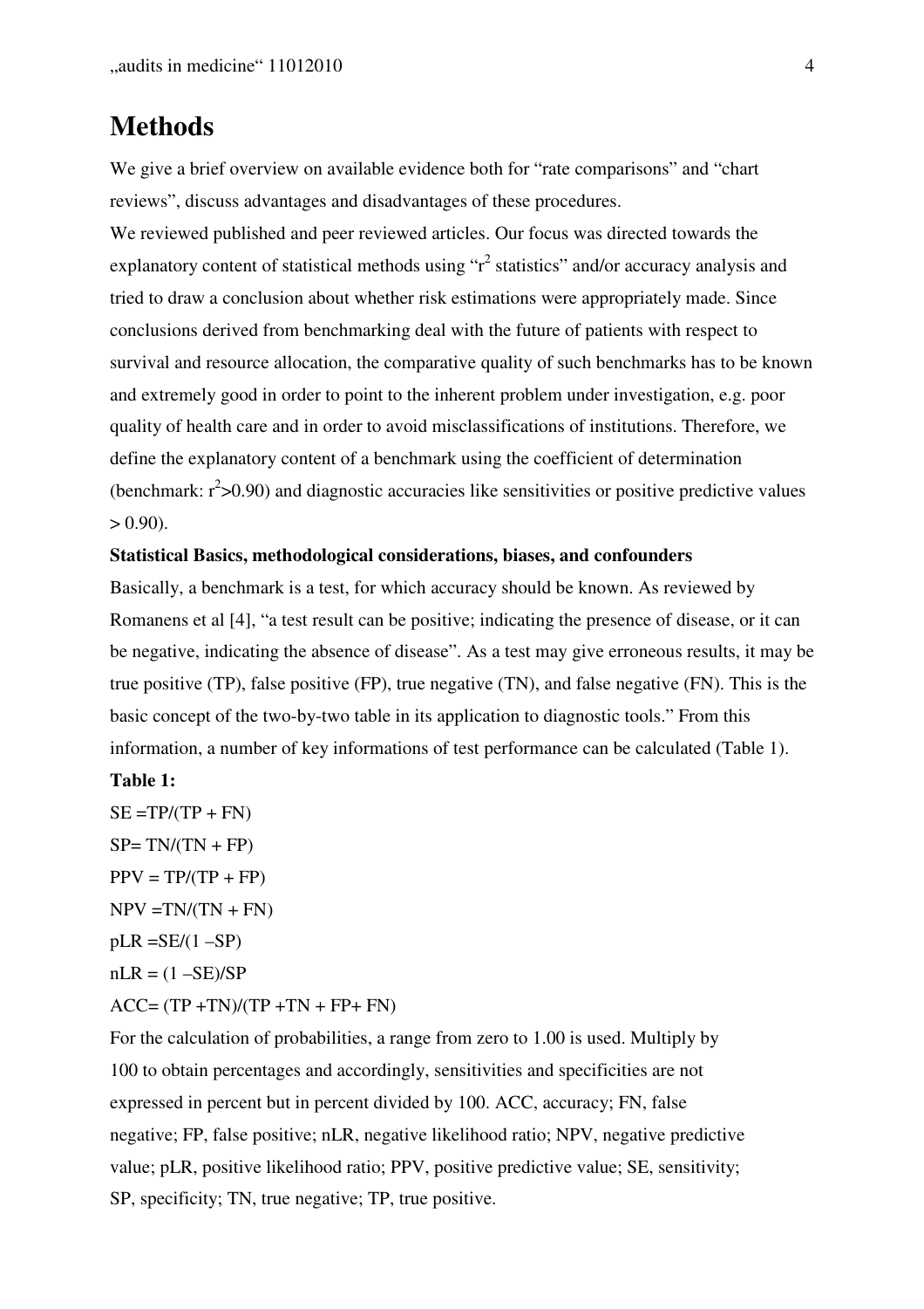# Methods

We give a brief overview on available evidence both for "rate comparisons" and "chart reviews", discuss advantages and disadvantages of these procedures.
We reviewed published and peer reviewed articles. Our focus was directed towards the explanatory content of statistical methods using "$r^2$ statistics" and/or accuracy analysis and tried to draw a conclusion about whether risk estimations were appropriately made. Since conclusions derived from benchmarking deal with the future of patients with respect to survival and resource allocation, the comparative quality of such benchmarks has to be known and extremely good in order to point to the inherent problem under investigation, e.g. poor quality of health care and in order to avoid misclassifications of institutions. Therefore, we define the explanatory content of a benchmark using the coefficient of determination (benchmark: $r^2$>0.90) and diagnostic accuracies like sensitivities or positive predictive values > 0.90).

**Statistical Basics, methodological considerations, biases, and confounders**

Basically, a benchmark is a test, for which accuracy should be known. As reviewed by Romanens et al [4], "a test result can be positive; indicating the presence of disease, or it can be negative, indicating the absence of disease". As a test may give erroneous results, it may be true positive (TP), false positive (FP), true negative (TN), and false negative (FN). This is the basic concept of the two-by-two table in its application to diagnostic tools." From this information, a number of key informations of test performance can be calculated (Table 1).

**Table 1:**

$SE = TP/(TP + FN)$

$SP = TN/(TN + FP)$

$PPV = TP/(TP + FP)$

$NPV = TN/(TN + FN)$

$pLR = SE/(1 - SP)$

$nLR = (1 - SE)/SP$

$ACC = (TP + TN)/(TP + TN + FP + FN)$

For the calculation of probabilities, a range from zero to 1.00 is used. Multiply by 100 to obtain percentages and accordingly, sensitivities and specificities are not expressed in percent but in percent divided by 100. ACC, accuracy; FN, false negative; FP, false positive; nLR, negative likelihood ratio; NPV, negative predictive value; pLR, positive likelihood ratio; PPV, positive predictive value; SE, sensitivity; SP, specificity; TN, true negative; TP, true positive.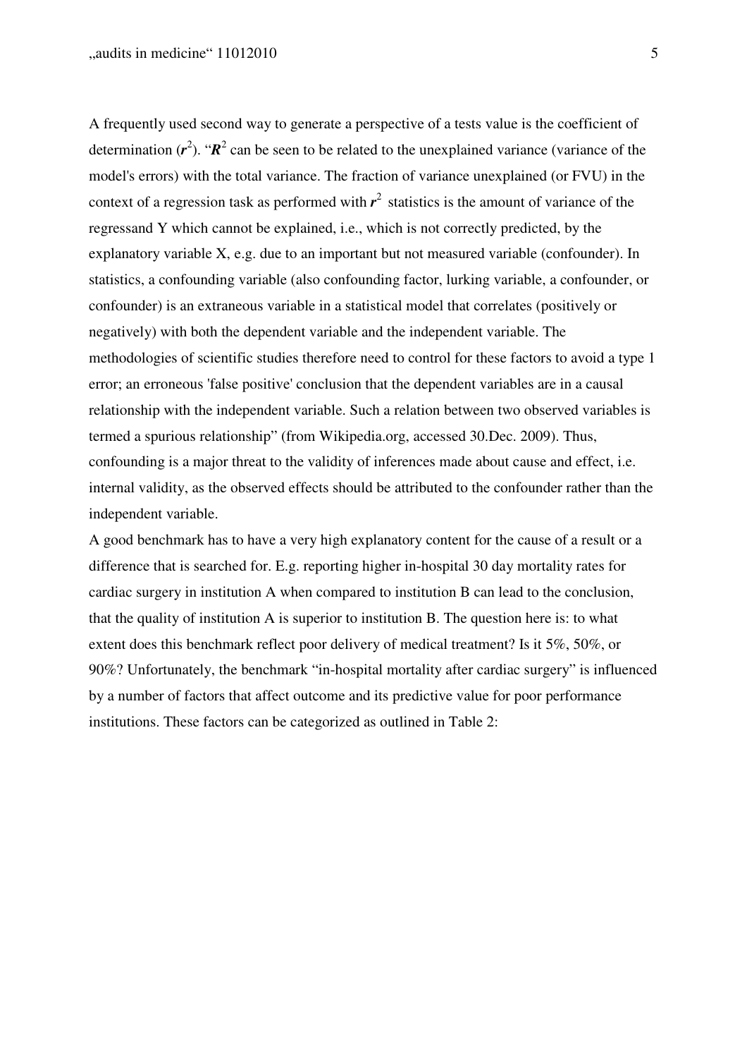A frequently used second way to generate a perspective of a tests value is the coefficient of determination ($\boldsymbol{r}^2$). "$\boldsymbol{R}^2$ can be seen to be related to the unexplained variance (variance of the model's errors) with the total variance. The fraction of variance unexplained (or FVU) in the context of a regression task as performed with $\boldsymbol{r}^2$ statistics is the amount of variance of the regressand Y which cannot be explained, i.e., which is not correctly predicted, by the explanatory variable X, e.g. due to an important but not measured variable (confounder). In statistics, a confounding variable (also confounding factor, lurking variable, a confounder, or confounder) is an extraneous variable in a statistical model that correlates (positively or negatively) with both the dependent variable and the independent variable. The methodologies of scientific studies therefore need to control for these factors to avoid a type 1 error; an erroneous 'false positive' conclusion that the dependent variables are in a causal relationship with the independent variable. Such a relation between two observed variables is termed a spurious relationship" (from Wikipedia.org, accessed 30.Dec. 2009). Thus, confounding is a major threat to the validity of inferences made about cause and effect, i.e. internal validity, as the observed effects should be attributed to the confounder rather than the independent variable.

A good benchmark has to have a very high explanatory content for the cause of a result or a difference that is searched for. E.g. reporting higher in-hospital 30 day mortality rates for cardiac surgery in institution A when compared to institution B can lead to the conclusion, that the quality of institution A is superior to institution B. The question here is: to what extent does this benchmark reflect poor delivery of medical treatment? Is it 5%, 50%, or 90%? Unfortunately, the benchmark "in-hospital mortality after cardiac surgery" is influenced by a number of factors that affect outcome and its predictive value for poor performance institutions. These factors can be categorized as outlined in Table 2: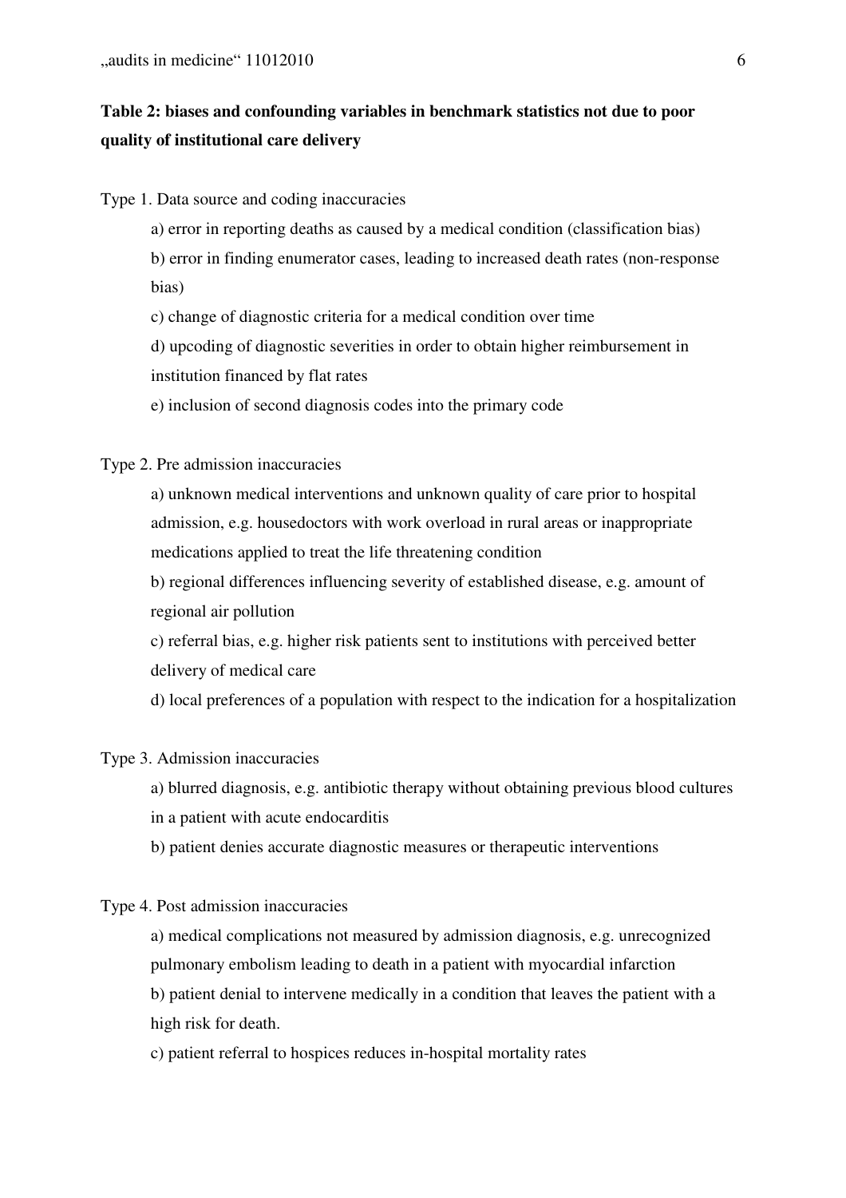**Table 2: biases and confounding variables in benchmark statistics not due to poor quality of institutional care delivery**

Type 1. Data source and coding inaccuracies

a) error in reporting deaths as caused by a medical condition (classification bias)

b) error in finding enumerator cases, leading to increased death rates (non-response bias)

c) change of diagnostic criteria for a medical condition over time

d) upcoding of diagnostic severities in order to obtain higher reimbursement in institution financed by flat rates

e) inclusion of second diagnosis codes into the primary code

Type 2. Pre admission inaccuracies

a) unknown medical interventions and unknown quality of care prior to hospital admission, e.g. housedoctors with work overload in rural areas or inappropriate medications applied to treat the life threatening condition

b) regional differences influencing severity of established disease, e.g. amount of regional air pollution

c) referral bias, e.g. higher risk patients sent to institutions with perceived better delivery of medical care

d) local preferences of a population with respect to the indication for a hospitalization

Type 3. Admission inaccuracies

a) blurred diagnosis, e.g. antibiotic therapy without obtaining previous blood cultures in a patient with acute endocarditis

b) patient denies accurate diagnostic measures or therapeutic interventions

Type 4. Post admission inaccuracies

a) medical complications not measured by admission diagnosis, e.g. unrecognized pulmonary embolism leading to death in a patient with myocardial infarction

b) patient denial to intervene medically in a condition that leaves the patient with a high risk for death.

c) patient referral to hospices reduces in-hospital mortality rates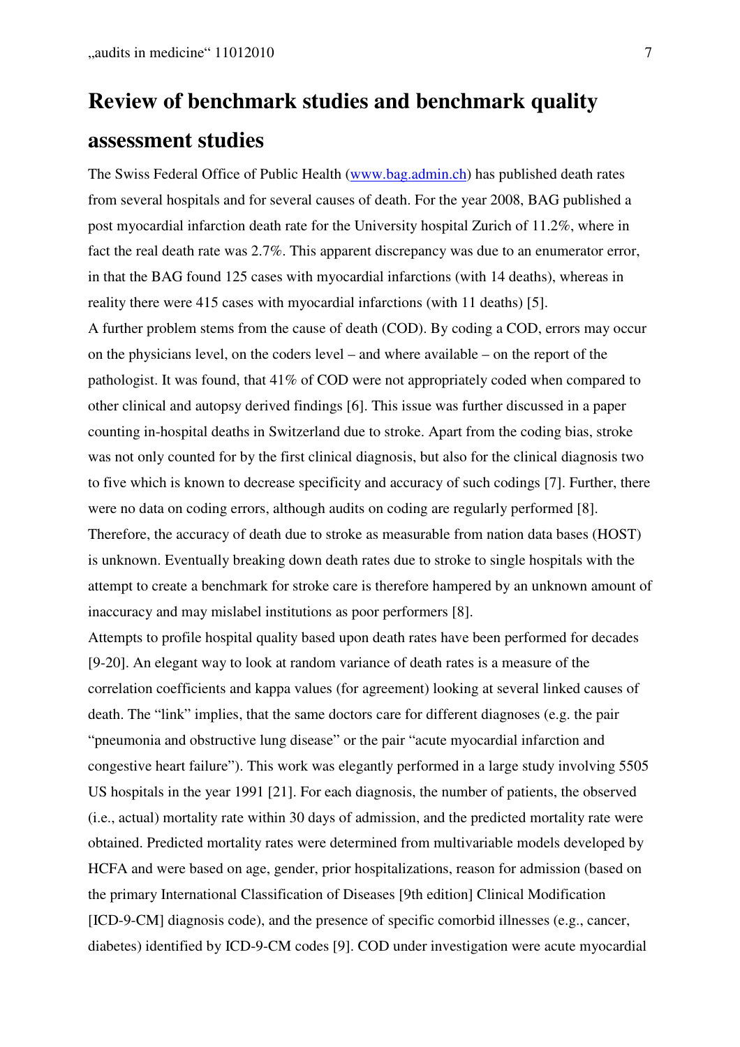# Review of benchmark studies and benchmark quality assessment studies

The Swiss Federal Office of Public Health (www.bag.admin.ch) has published death rates from several hospitals and for several causes of death. For the year 2008, BAG published a post myocardial infarction death rate for the University hospital Zurich of 11.2%, where in fact the real death rate was 2.7%. This apparent discrepancy was due to an enumerator error, in that the BAG found 125 cases with myocardial infarctions (with 14 deaths), whereas in reality there were 415 cases with myocardial infarctions (with 11 deaths) [5].

A further problem stems from the cause of death (COD). By coding a COD, errors may occur on the physicians level, on the coders level – and where available – on the report of the pathologist. It was found, that 41% of COD were not appropriately coded when compared to other clinical and autopsy derived findings [6]. This issue was further discussed in a paper counting in-hospital deaths in Switzerland due to stroke. Apart from the coding bias, stroke was not only counted for by the first clinical diagnosis, but also for the clinical diagnosis two to five which is known to decrease specificity and accuracy of such codings [7]. Further, there were no data on coding errors, although audits on coding are regularly performed [8]. Therefore, the accuracy of death due to stroke as measurable from nation data bases (HOST) is unknown. Eventually breaking down death rates due to stroke to single hospitals with the attempt to create a benchmark for stroke care is therefore hampered by an unknown amount of inaccuracy and may mislabel institutions as poor performers [8].

Attempts to profile hospital quality based upon death rates have been performed for decades [9-20]. An elegant way to look at random variance of death rates is a measure of the correlation coefficients and kappa values (for agreement) looking at several linked causes of death. The "link" implies, that the same doctors care for different diagnoses (e.g. the pair "pneumonia and obstructive lung disease" or the pair "acute myocardial infarction and congestive heart failure"). This work was elegantly performed in a large study involving 5505 US hospitals in the year 1991 [21]. For each diagnosis, the number of patients, the observed (i.e., actual) mortality rate within 30 days of admission, and the predicted mortality rate were obtained. Predicted mortality rates were determined from multivariable models developed by HCFA and were based on age, gender, prior hospitalizations, reason for admission (based on the primary International Classification of Diseases [9th edition] Clinical Modification [ICD-9-CM] diagnosis code), and the presence of specific comorbid illnesses (e.g., cancer, diabetes) identified by ICD-9-CM codes [9]. COD under investigation were acute myocardial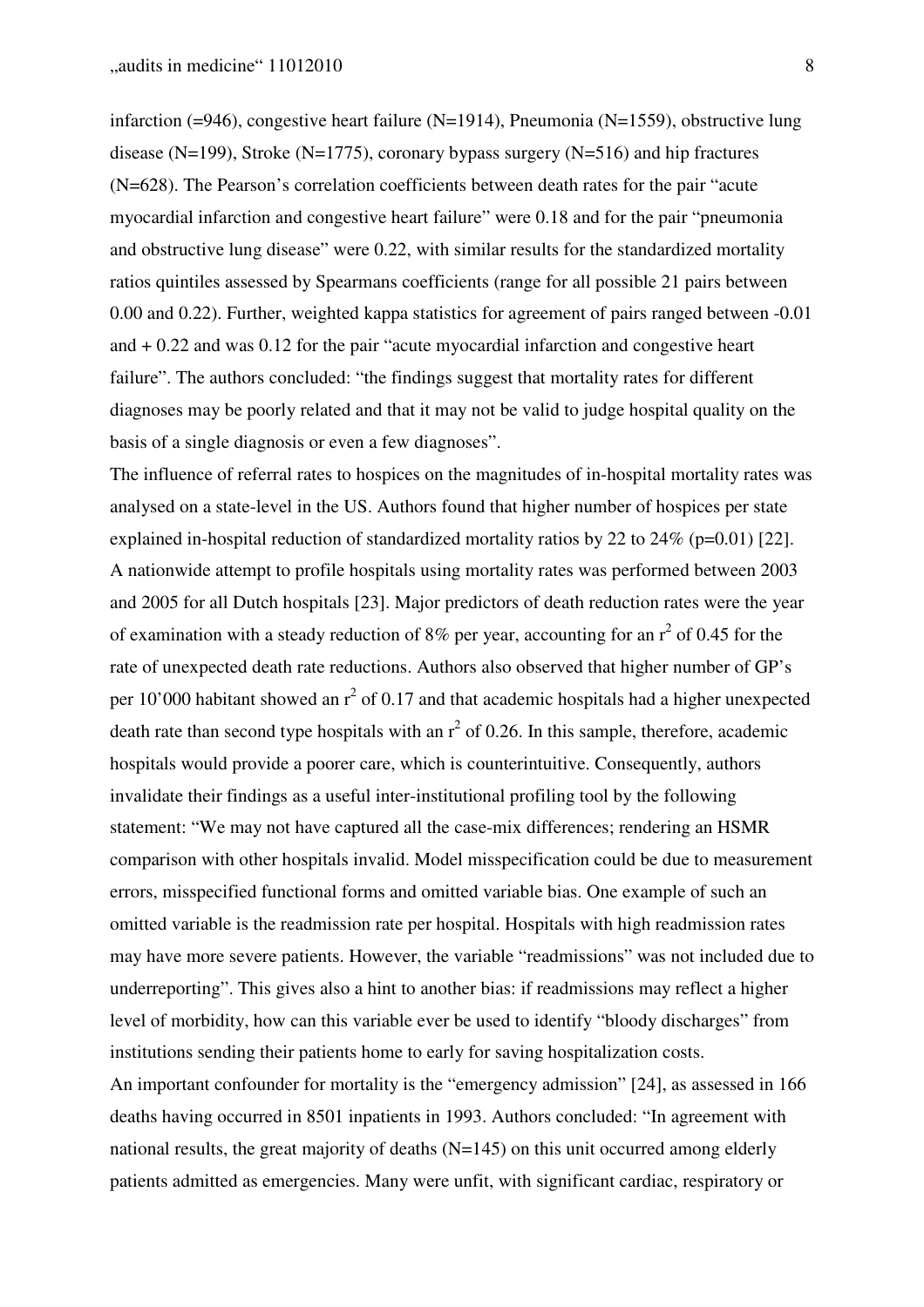infarction (=946), congestive heart failure (N=1914), Pneumonia (N=1559), obstructive lung disease (N=199), Stroke (N=1775), coronary bypass surgery (N=516) and hip fractures (N=628). The Pearson's correlation coefficients between death rates for the pair "acute myocardial infarction and congestive heart failure" were 0.18 and for the pair "pneumonia and obstructive lung disease" were 0.22, with similar results for the standardized mortality ratios quintiles assessed by Spearmans coefficients (range for all possible 21 pairs between 0.00 and 0.22). Further, weighted kappa statistics for agreement of pairs ranged between -0.01 and + 0.22 and was 0.12 for the pair "acute myocardial infarction and congestive heart failure". The authors concluded: "the findings suggest that mortality rates for different diagnoses may be poorly related and that it may not be valid to judge hospital quality on the basis of a single diagnosis or even a few diagnoses".

The influence of referral rates to hospices on the magnitudes of in-hospital mortality rates was analysed on a state-level in the US. Authors found that higher number of hospices per state explained in-hospital reduction of standardized mortality ratios by 22 to 24% (p=0.01) [22].

A nationwide attempt to profile hospitals using mortality rates was performed between 2003 and 2005 for all Dutch hospitals [23]. Major predictors of death reduction rates were the year of examination with a steady reduction of 8% per year, accounting for an $r^2$ of 0.45 for the rate of unexpected death rate reductions. Authors also observed that higher number of GP's per 10'000 habitant showed an $r^2$ of 0.17 and that academic hospitals had a higher unexpected death rate than second type hospitals with an $r^2$ of 0.26. In this sample, therefore, academic hospitals would provide a poorer care, which is counterintuitive. Consequently, authors invalidate their findings as a useful inter-institutional profiling tool by the following statement: "We may not have captured all the case-mix differences; rendering an HSMR comparison with other hospitals invalid. Model misspecification could be due to measurement errors, misspecified functional forms and omitted variable bias. One example of such an omitted variable is the readmission rate per hospital. Hospitals with high readmission rates may have more severe patients. However, the variable "readmissions" was not included due to underreporting". This gives also a hint to another bias: if readmissions may reflect a higher level of morbidity, how can this variable ever be used to identify "bloody discharges" from institutions sending their patients home to early for saving hospitalization costs.

An important confounder for mortality is the "emergency admission" [24], as assessed in 166 deaths having occurred in 8501 inpatients in 1993. Authors concluded: "In agreement with national results, the great majority of deaths (N=145) on this unit occurred among elderly patients admitted as emergencies. Many were unfit, with significant cardiac, respiratory or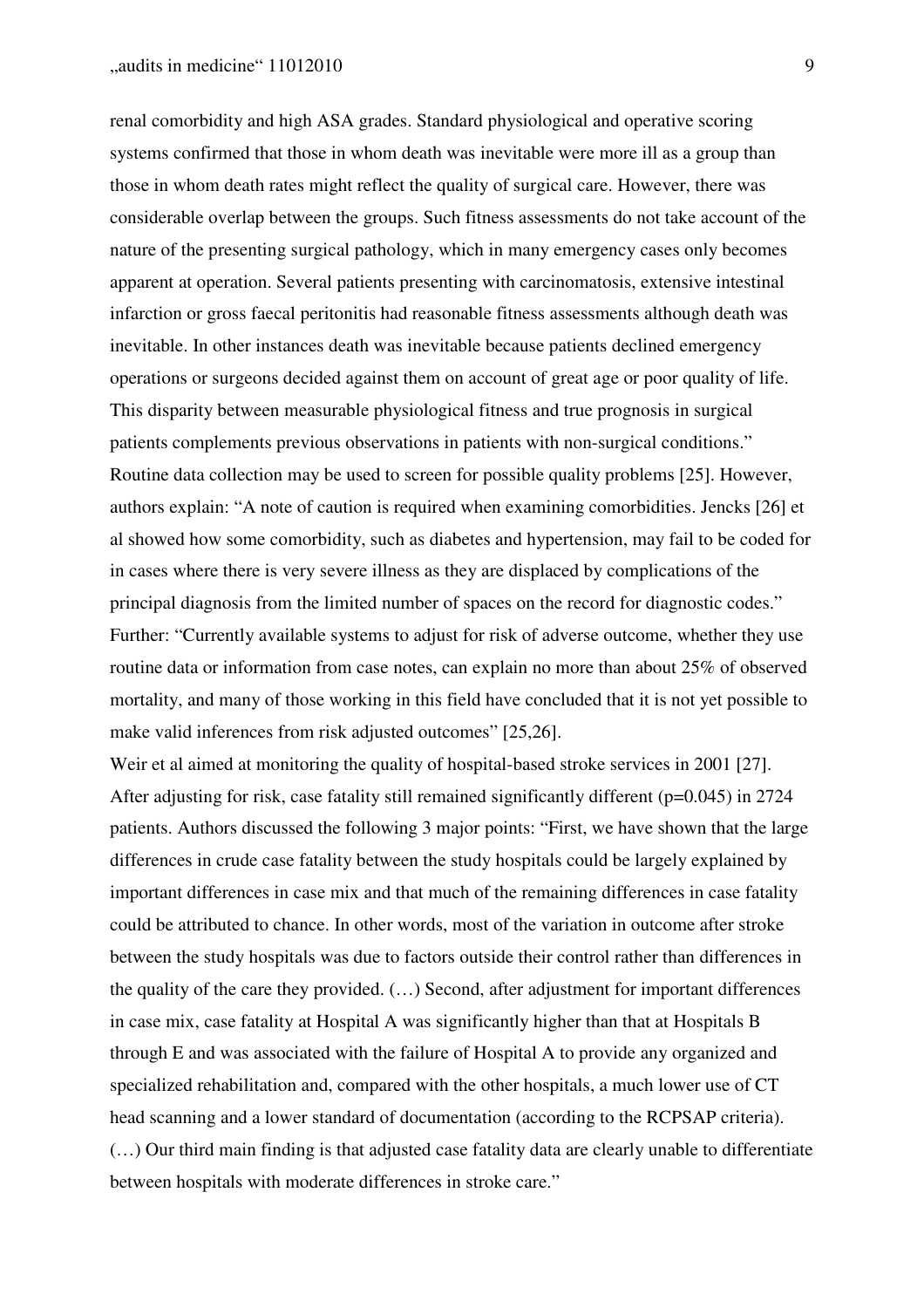renal comorbidity and high ASA grades. Standard physiological and operative scoring systems confirmed that those in whom death was inevitable were more ill as a group than those in whom death rates might reflect the quality of surgical care. However, there was considerable overlap between the groups. Such fitness assessments do not take account of the nature of the presenting surgical pathology, which in many emergency cases only becomes apparent at operation. Several patients presenting with carcinomatosis, extensive intestinal infarction or gross faecal peritonitis had reasonable fitness assessments although death was inevitable. In other instances death was inevitable because patients declined emergency operations or surgeons decided against them on account of great age or poor quality of life. This disparity between measurable physiological fitness and true prognosis in surgical patients complements previous observations in patients with non-surgical conditions."

Routine data collection may be used to screen for possible quality problems [25]. However, authors explain: "A note of caution is required when examining comorbidities. Jencks [26] et al showed how some comorbidity, such as diabetes and hypertension, may fail to be coded for in cases where there is very severe illness as they are displaced by complications of the principal diagnosis from the limited number of spaces on the record for diagnostic codes." Further: "Currently available systems to adjust for risk of adverse outcome, whether they use routine data or information from case notes, can explain no more than about 25% of observed mortality, and many of those working in this field have concluded that it is not yet possible to make valid inferences from risk adjusted outcomes" [25,26].

Weir et al aimed at monitoring the quality of hospital-based stroke services in 2001 [27]. After adjusting for risk, case fatality still remained significantly different ($p=0.045$) in 2724 patients. Authors discussed the following 3 major points: "First, we have shown that the large differences in crude case fatality between the study hospitals could be largely explained by important differences in case mix and that much of the remaining differences in case fatality could be attributed to chance. In other words, most of the variation in outcome after stroke between the study hospitals was due to factors outside their control rather than differences in the quality of the care they provided. (…) Second, after adjustment for important differences in case mix, case fatality at Hospital A was significantly higher than that at Hospitals B through E and was associated with the failure of Hospital A to provide any organized and specialized rehabilitation and, compared with the other hospitals, a much lower use of CT head scanning and a lower standard of documentation (according to the RCPSAP criteria). (…) Our third main finding is that adjusted case fatality data are clearly unable to differentiate between hospitals with moderate differences in stroke care."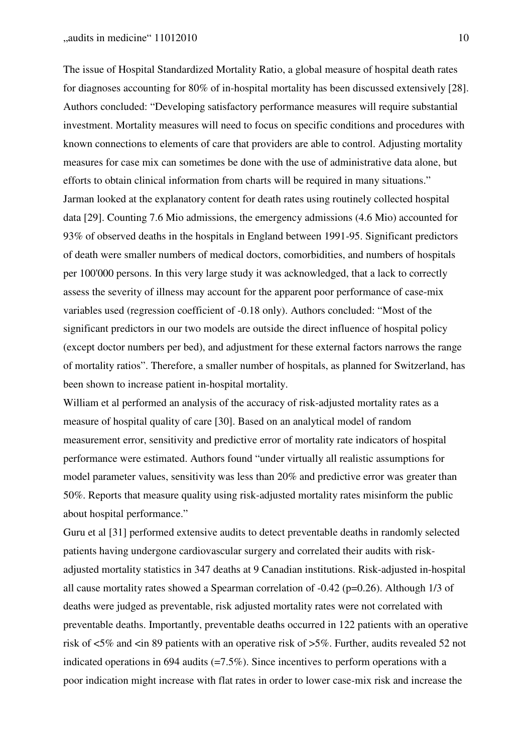The issue of Hospital Standardized Mortality Ratio, a global measure of hospital death rates for diagnoses accounting for 80% of in-hospital mortality has been discussed extensively [28]. Authors concluded: "Developing satisfactory performance measures will require substantial investment. Mortality measures will need to focus on specific conditions and procedures with known connections to elements of care that providers are able to control. Adjusting mortality measures for case mix can sometimes be done with the use of administrative data alone, but efforts to obtain clinical information from charts will be required in many situations."

Jarman looked at the explanatory content for death rates using routinely collected hospital data [29]. Counting 7.6 Mio admissions, the emergency admissions (4.6 Mio) accounted for 93% of observed deaths in the hospitals in England between 1991-95. Significant predictors of death were smaller numbers of medical doctors, comorbidities, and numbers of hospitals per 100'000 persons. In this very large study it was acknowledged, that a lack to correctly assess the severity of illness may account for the apparent poor performance of case-mix variables used (regression coefficient of -0.18 only). Authors concluded: "Most of the significant predictors in our two models are outside the direct influence of hospital policy (except doctor numbers per bed), and adjustment for these external factors narrows the range of mortality ratios". Therefore, a smaller number of hospitals, as planned for Switzerland, has been shown to increase patient in-hospital mortality.

William et al performed an analysis of the accuracy of risk-adjusted mortality rates as a measure of hospital quality of care [30]. Based on an analytical model of random measurement error, sensitivity and predictive error of mortality rate indicators of hospital performance were estimated. Authors found "under virtually all realistic assumptions for model parameter values, sensitivity was less than 20% and predictive error was greater than 50%. Reports that measure quality using risk-adjusted mortality rates misinform the public about hospital performance."

Guru et al [31] performed extensive audits to detect preventable deaths in randomly selected patients having undergone cardiovascular surgery and correlated their audits with risk-adjusted mortality statistics in 347 deaths at 9 Canadian institutions. Risk-adjusted in-hospital all cause mortality rates showed a Spearman correlation of -0.42 ($p=0.26$). Although 1/3 of deaths were judged as preventable, risk adjusted mortality rates were not correlated with preventable deaths. Importantly, preventable deaths occurred in 122 patients with an operative risk of <5% and <in 89 patients with an operative risk of >5%. Further, audits revealed 52 not indicated operations in 694 audits (=7.5%). Since incentives to perform operations with a poor indication might increase with flat rates in order to lower case-mix risk and increase the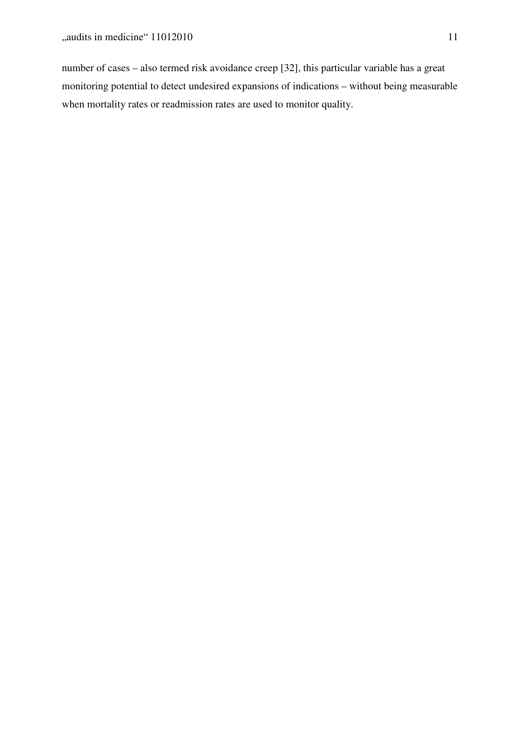number of cases – also termed risk avoidance creep [32], this particular variable has a great monitoring potential to detect undesired expansions of indications – without being measurable when mortality rates or readmission rates are used to monitor quality.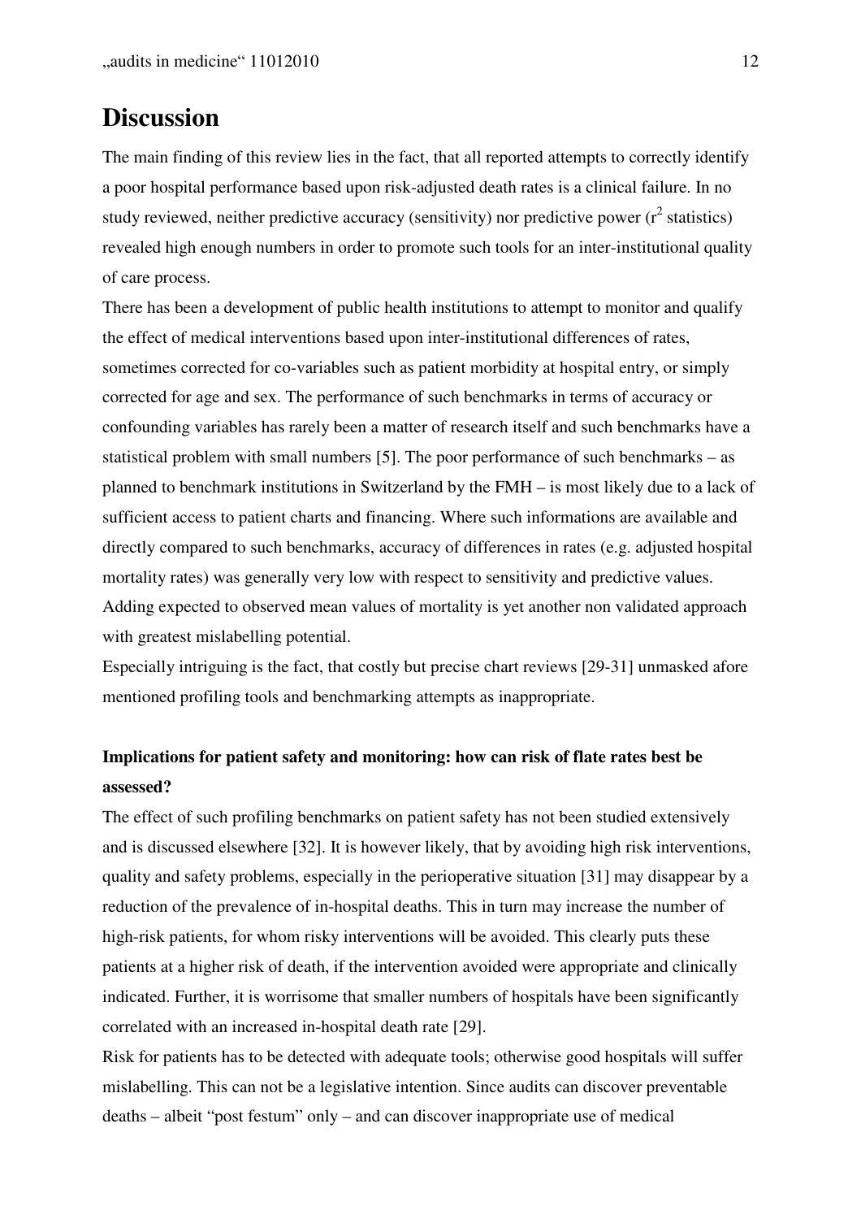# Discussion

The main finding of this review lies in the fact, that all reported attempts to correctly identify a poor hospital performance based upon risk-adjusted death rates is a clinical failure. In no study reviewed, neither predictive accuracy (sensitivity) nor predictive power ($r^2$ statistics) revealed high enough numbers in order to promote such tools for an inter-institutional quality of care process.

There has been a development of public health institutions to attempt to monitor and qualify the effect of medical interventions based upon inter-institutional differences of rates, sometimes corrected for co-variables such as patient morbidity at hospital entry, or simply corrected for age and sex. The performance of such benchmarks in terms of accuracy or confounding variables has rarely been a matter of research itself and such benchmarks have a statistical problem with small numbers [5]. The poor performance of such benchmarks – as planned to benchmark institutions in Switzerland by the FMH – is most likely due to a lack of sufficient access to patient charts and financing. Where such informations are available and directly compared to such benchmarks, accuracy of differences in rates (e.g. adjusted hospital mortality rates) was generally very low with respect to sensitivity and predictive values. Adding expected to observed mean values of mortality is yet another non validated approach with greatest mislabelling potential.

Especially intriguing is the fact, that costly but precise chart reviews [29-31] unmasked afore mentioned profiling tools and benchmarking attempts as inappropriate.

**Implications for patient safety and monitoring: how can risk of flate rates best be assessed?**

The effect of such profiling benchmarks on patient safety has not been studied extensively and is discussed elsewhere [32]. It is however likely, that by avoiding high risk interventions, quality and safety problems, especially in the perioperative situation [31] may disappear by a reduction of the prevalence of in-hospital deaths. This in turn may increase the number of high-risk patients, for whom risky interventions will be avoided. This clearly puts these patients at a higher risk of death, if the intervention avoided were appropriate and clinically indicated. Further, it is worrisome that smaller numbers of hospitals have been significantly correlated with an increased in-hospital death rate [29].

Risk for patients has to be detected with adequate tools; otherwise good hospitals will suffer mislabelling. This can not be a legislative intention. Since audits can discover preventable deaths – albeit "post festum" only – and can discover inappropriate use of medical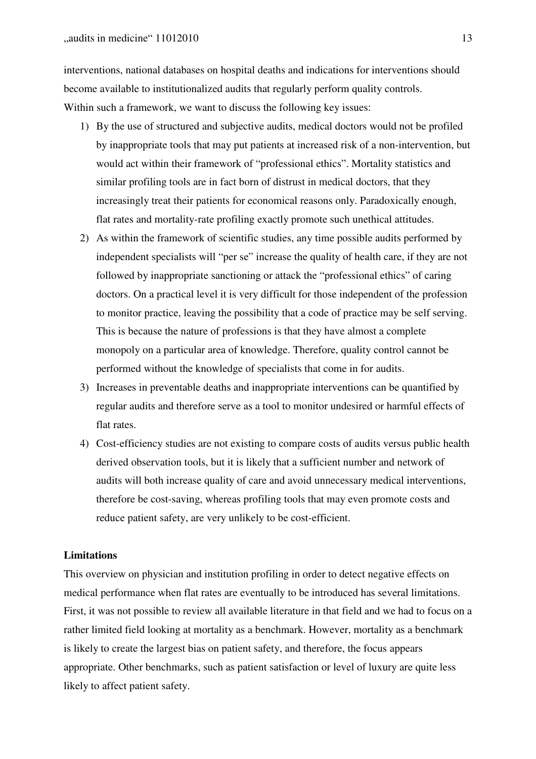interventions, national databases on hospital deaths and indications for interventions should become available to institutionalized audits that regularly perform quality controls.
Within such a framework, we want to discuss the following key issues:

1) By the use of structured and subjective audits, medical doctors would not be profiled by inappropriate tools that may put patients at increased risk of a non-intervention, but would act within their framework of "professional ethics". Mortality statistics and similar profiling tools are in fact born of distrust in medical doctors, that they increasingly treat their patients for economical reasons only. Paradoxically enough, flat rates and mortality-rate profiling exactly promote such unethical attitudes.
2) As within the framework of scientific studies, any time possible audits performed by independent specialists will "per se" increase the quality of health care, if they are not followed by inappropriate sanctioning or attack the "professional ethics" of caring doctors. On a practical level it is very difficult for those independent of the profession to monitor practice, leaving the possibility that a code of practice may be self serving. This is because the nature of professions is that they have almost a complete monopoly on a particular area of knowledge. Therefore, quality control cannot be performed without the knowledge of specialists that come in for audits.
3) Increases in preventable deaths and inappropriate interventions can be quantified by regular audits and therefore serve as a tool to monitor undesired or harmful effects of flat rates.
4) Cost-efficiency studies are not existing to compare costs of audits versus public health derived observation tools, but it is likely that a sufficient number and network of audits will both increase quality of care and avoid unnecessary medical interventions, therefore be cost-saving, whereas profiling tools that may even promote costs and reduce patient safety, are very unlikely to be cost-efficient.

**Limitations**

This overview on physician and institution profiling in order to detect negative effects on medical performance when flat rates are eventually to be introduced has several limitations. First, it was not possible to review all available literature in that field and we had to focus on a rather limited field looking at mortality as a benchmark. However, mortality as a benchmark is likely to create the largest bias on patient safety, and therefore, the focus appears appropriate. Other benchmarks, such as patient satisfaction or level of luxury are quite less likely to affect patient safety.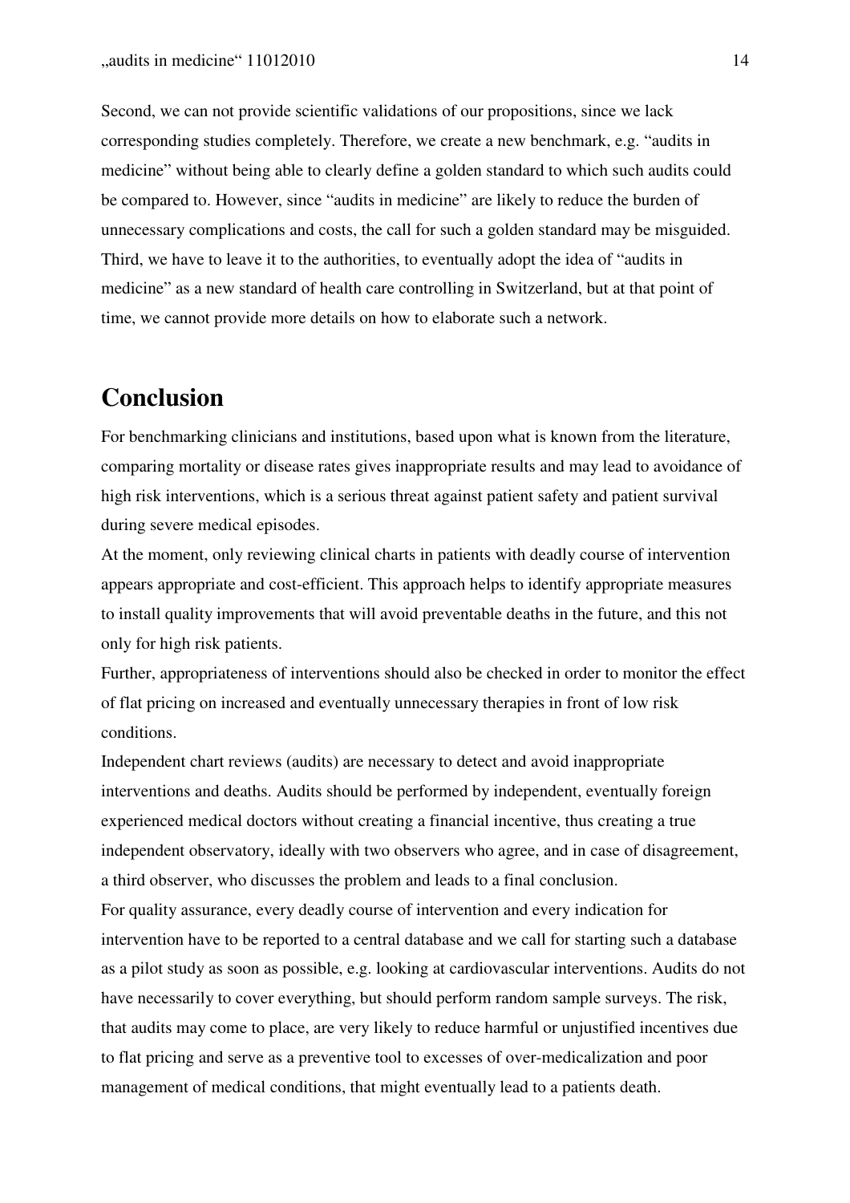Second, we can not provide scientific validations of our propositions, since we lack corresponding studies completely. Therefore, we create a new benchmark, e.g. "audits in medicine" without being able to clearly define a golden standard to which such audits could be compared to. However, since "audits in medicine" are likely to reduce the burden of unnecessary complications and costs, the call for such a golden standard may be misguided. Third, we have to leave it to the authorities, to eventually adopt the idea of "audits in medicine" as a new standard of health care controlling in Switzerland, but at that point of time, we cannot provide more details on how to elaborate such a network.

## Conclusion

For benchmarking clinicians and institutions, based upon what is known from the literature, comparing mortality or disease rates gives inappropriate results and may lead to avoidance of high risk interventions, which is a serious threat against patient safety and patient survival during severe medical episodes.

At the moment, only reviewing clinical charts in patients with deadly course of intervention appears appropriate and cost-efficient. This approach helps to identify appropriate measures to install quality improvements that will avoid preventable deaths in the future, and this not only for high risk patients.

Further, appropriateness of interventions should also be checked in order to monitor the effect of flat pricing on increased and eventually unnecessary therapies in front of low risk conditions.

Independent chart reviews (audits) are necessary to detect and avoid inappropriate interventions and deaths. Audits should be performed by independent, eventually foreign experienced medical doctors without creating a financial incentive, thus creating a true independent observatory, ideally with two observers who agree, and in case of disagreement, a third observer, who discusses the problem and leads to a final conclusion.

For quality assurance, every deadly course of intervention and every indication for intervention have to be reported to a central database and we call for starting such a database as a pilot study as soon as possible, e.g. looking at cardiovascular interventions. Audits do not have necessarily to cover everything, but should perform random sample surveys. The risk, that audits may come to place, are very likely to reduce harmful or unjustified incentives due to flat pricing and serve as a preventive tool to excesses of over-medicalization and poor management of medical conditions, that might eventually lead to a patients death.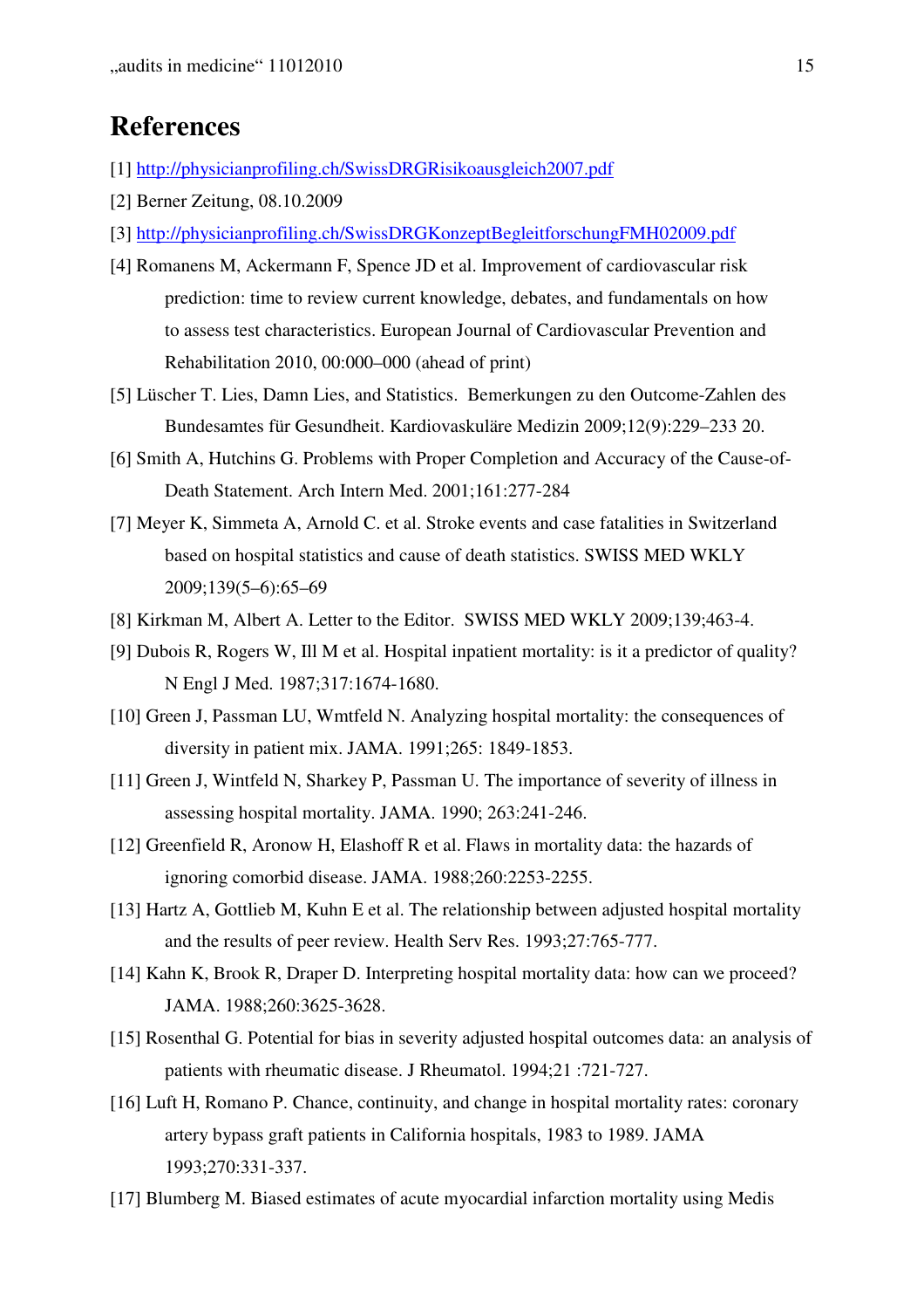# References

[1] http://physicianprofiling.ch/SwissDRGRisikoausgleich2007.pdf

[2] Berner Zeitung, 08.10.2009

[3] http://physicianprofiling.ch/SwissDRGKonzeptBegleitforschungFMH02009.pdf

[4] Romanens M, Ackermann F, Spence JD et al. Improvement of cardiovascular risk prediction: time to review current knowledge, debates, and fundamentals on how to assess test characteristics. European Journal of Cardiovascular Prevention and Rehabilitation 2010, 00:000–000 (ahead of print)

[5] Lüscher T. Lies, Damn Lies, and Statistics. Bemerkungen zu den Outcome-Zahlen des Bundesamtes für Gesundheit. Kardiovaskuläre Medizin 2009;12(9):229–233 20.

[6] Smith A, Hutchins G. Problems with Proper Completion and Accuracy of the Cause-of-Death Statement. Arch Intern Med. 2001;161:277-284

[7] Meyer K, Simmeta A, Arnold C. et al. Stroke events and case fatalities in Switzerland based on hospital statistics and cause of death statistics. SWISS MED WKLY 2009;139(5–6):65–69

[8] Kirkman M, Albert A. Letter to the Editor. SWISS MED WKLY 2009;139;463-4.

[9] Dubois R, Rogers W, Ill M et al. Hospital inpatient mortality: is it a predictor of quality? N Engl J Med. 1987;317:1674-1680.

[10] Green J, Passman LU, Wmtfeld N. Analyzing hospital mortality: the consequences of diversity in patient mix. JAMA. 1991;265: 1849-1853.

[11] Green J, Wintfeld N, Sharkey P, Passman U. The importance of severity of illness in assessing hospital mortality. JAMA. 1990; 263:241-246.

[12] Greenfield R, Aronow H, Elashoff R et al. Flaws in mortality data: the hazards of ignoring comorbid disease. JAMA. 1988;260:2253-2255.

[13] Hartz A, Gottlieb M, Kuhn E et al. The relationship between adjusted hospital mortality and the results of peer review. Health Serv Res. 1993;27:765-777.

[14] Kahn K, Brook R, Draper D. Interpreting hospital mortality data: how can we proceed? JAMA. 1988;260:3625-3628.

[15] Rosenthal G. Potential for bias in severity adjusted hospital outcomes data: an analysis of patients with rheumatic disease. J Rheumatol. 1994;21 :721-727.

[16] Luft H, Romano P. Chance, continuity, and change in hospital mortality rates: coronary artery bypass graft patients in California hospitals, 1983 to 1989. JAMA 1993;270:331-337.

[17] Blumberg M. Biased estimates of acute myocardial infarction mortality using Medis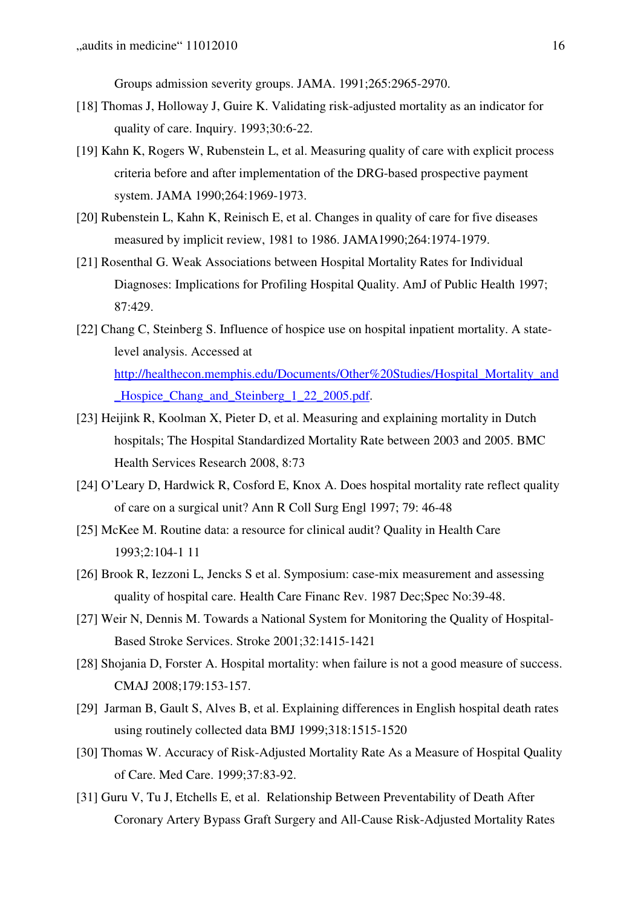Groups admission severity groups. JAMA. 1991;265:2965-2970.

[18] Thomas J, Holloway J, Guire K. Validating risk-adjusted mortality as an indicator for quality of care. Inquiry. 1993;30:6-22.

[19] Kahn K, Rogers W, Rubenstein L, et al. Measuring quality of care with explicit process criteria before and after implementation of the DRG-based prospective payment system. JAMA 1990;264:1969-1973.

[20] Rubenstein L, Kahn K, Reinisch E, et al. Changes in quality of care for five diseases measured by implicit review, 1981 to 1986. JAMA1990;264:1974-1979.

[21] Rosenthal G. Weak Associations between Hospital Mortality Rates for Individual Diagnoses: Implications for Profiling Hospital Quality. AmJ of Public Health 1997; 87:429.

[22] Chang C, Steinberg S. Influence of hospice use on hospital inpatient mortality. A state-level analysis. Accessed at http://healthecon.memphis.edu/Documents/Other%20Studies/Hospital_Mortality_and_Hospice_Chang_and_Steinberg_1_22_2005.pdf.

[23] Heijink R, Koolman X, Pieter D, et al. Measuring and explaining mortality in Dutch hospitals; The Hospital Standardized Mortality Rate between 2003 and 2005. BMC Health Services Research 2008, 8:73

[24] O'Leary D, Hardwick R, Cosford E, Knox A. Does hospital mortality rate reflect quality of care on a surgical unit? Ann R Coll Surg Engl 1997; 79: 46-48

[25] McKee M. Routine data: a resource for clinical audit? Quality in Health Care 1993;2:104-1 11

[26] Brook R, Iezzoni L, Jencks S et al. Symposium: case-mix measurement and assessing quality of hospital care. Health Care Financ Rev. 1987 Dec;Spec No:39-48.

[27] Weir N, Dennis M. Towards a National System for Monitoring the Quality of Hospital-Based Stroke Services. Stroke 2001;32:1415-1421

[28] Shojania D, Forster A. Hospital mortality: when failure is not a good measure of success. CMAJ 2008;179:153-157.

[29] Jarman B, Gault S, Alves B, et al. Explaining differences in English hospital death rates using routinely collected data BMJ 1999;318:1515-1520

[30] Thomas W. Accuracy of Risk-Adjusted Mortality Rate As a Measure of Hospital Quality of Care. Med Care. 1999;37:83-92.

[31] Guru V, Tu J, Etchells E, et al. Relationship Between Preventability of Death After Coronary Artery Bypass Graft Surgery and All-Cause Risk-Adjusted Mortality Rates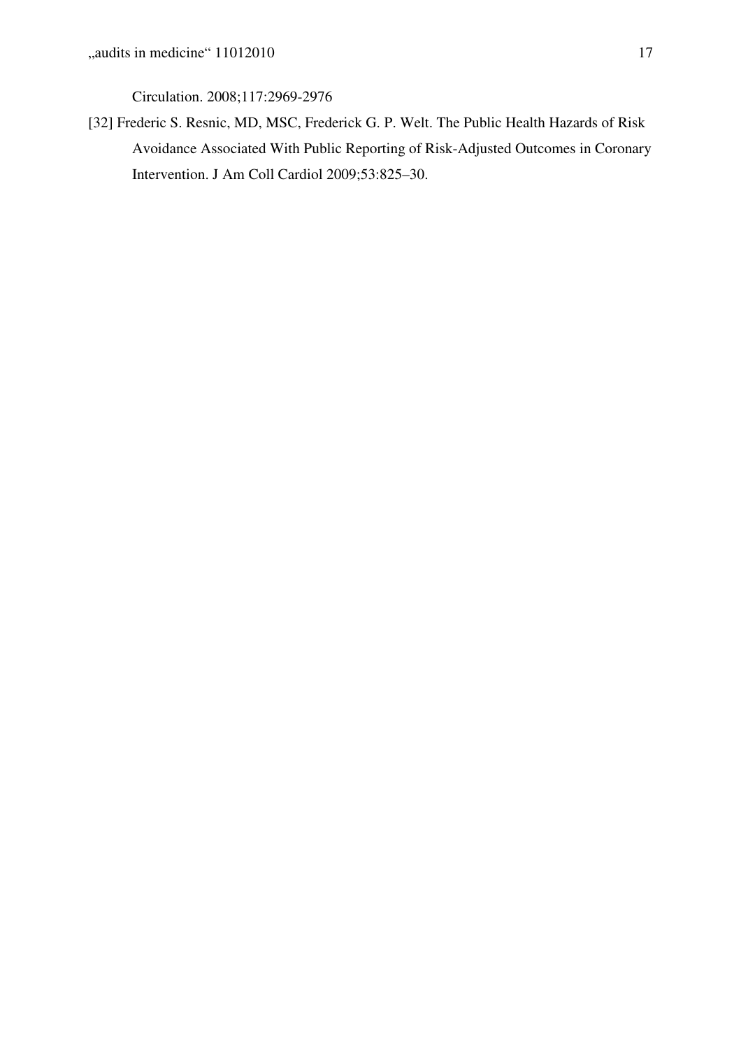Circulation. 2008;117:2969-2976

[32] Frederic S. Resnic, MD, MSC, Frederick G. P. Welt. The Public Health Hazards of Risk Avoidance Associated With Public Reporting of Risk-Adjusted Outcomes in Coronary Intervention. J Am Coll Cardiol 2009;53:825–30.